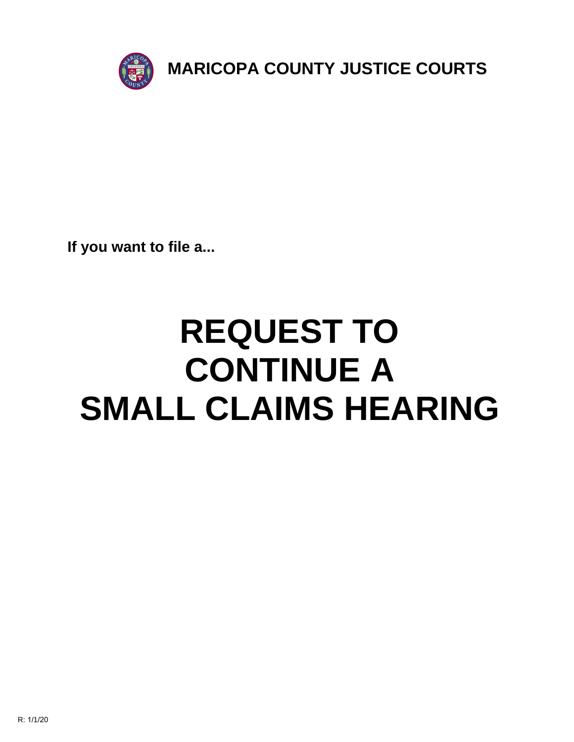**MARICOPA COUNTY JUSTICE COURTS**

**If you want to file a...**

# REQUEST TO CONTINUE A SMALL CLAIMS HEARING

R: 1/1/20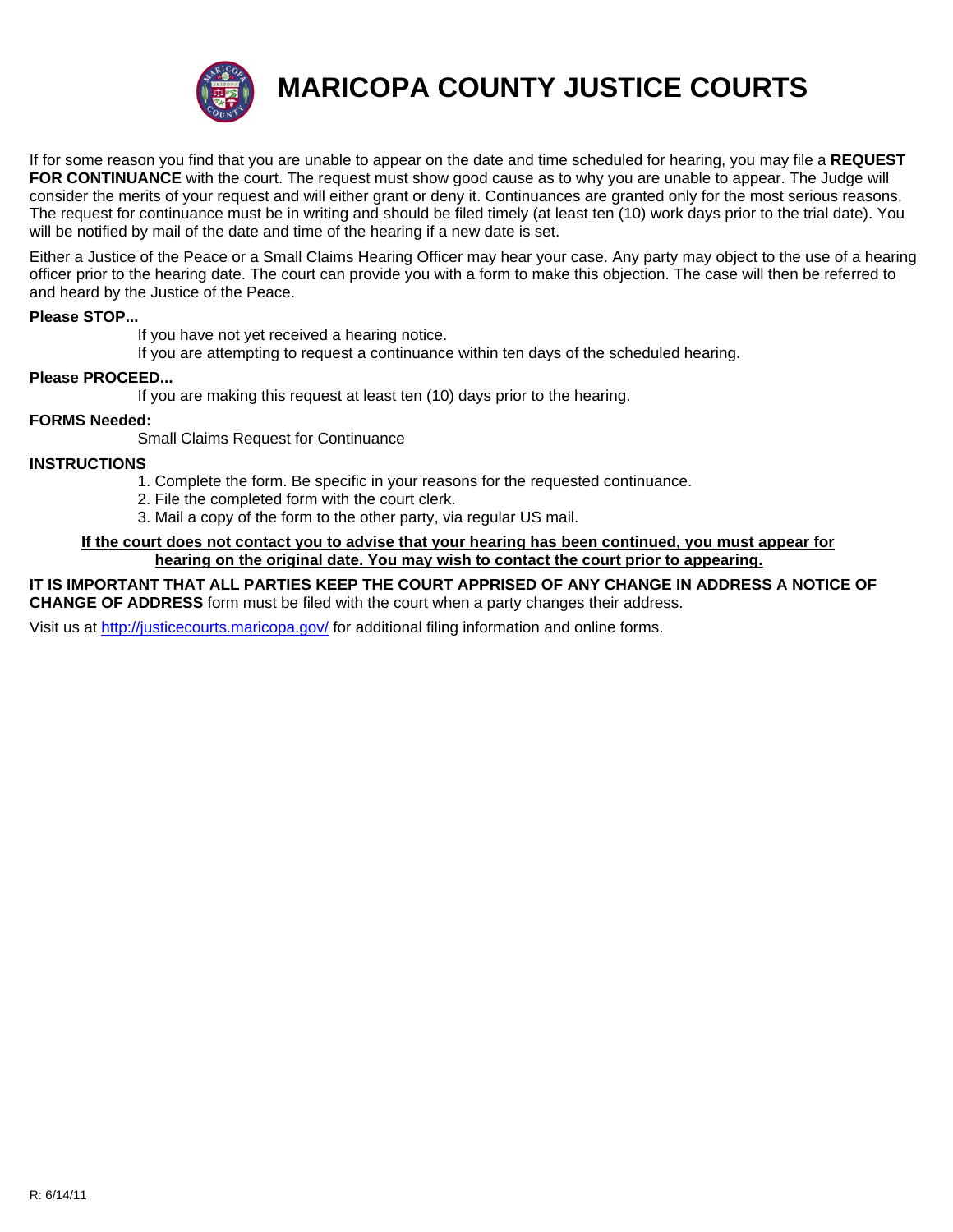# MARICOPA COUNTY JUSTICE COURTS

If for some reason you find that you are unable to appear on the date and time scheduled for hearing, you may file a **REQUEST FOR CONTINUANCE** with the court. The request must show good cause as to why you are unable to appear. The Judge will consider the merits of your request and will either grant or deny it. Continuances are granted only for the most serious reasons. The request for continuance must be in writing and should be filed timely (at least ten (10) work days prior to the trial date). You will be notified by mail of the date and time of the hearing if a new date is set.

Either a Justice of the Peace or a Small Claims Hearing Officer may hear your case. Any party may object to the use of a hearing officer prior to the hearing date. The court can provide you with a form to make this objection. The case will then be referred to and heard by the Justice of the Peace.

**Please STOP...**

If you have not yet received a hearing notice.
If you are attempting to request a continuance within ten days of the scheduled hearing.

**Please PROCEED...**

If you are making this request at least ten (10) days prior to the hearing.

**FORMS Needed:**

Small Claims Request for Continuance

**INSTRUCTIONS**

1. Complete the form. Be specific in your reasons for the requested continuance.
2. File the completed form with the court clerk.
3. Mail a copy of the form to the other party, via regular US mail.

**If the court does not contact you to advise that your hearing has been continued, you must appear for hearing on the original date. You may wish to contact the court prior to appearing.**

**IT IS IMPORTANT THAT ALL PARTIES KEEP THE COURT APPRISED OF ANY CHANGE IN ADDRESS A NOTICE OF CHANGE OF ADDRESS** form must be filed with the court when a party changes their address.

Visit us at http://justicecourts.maricopa.gov/ for additional filing information and online forms.

R: 6/14/11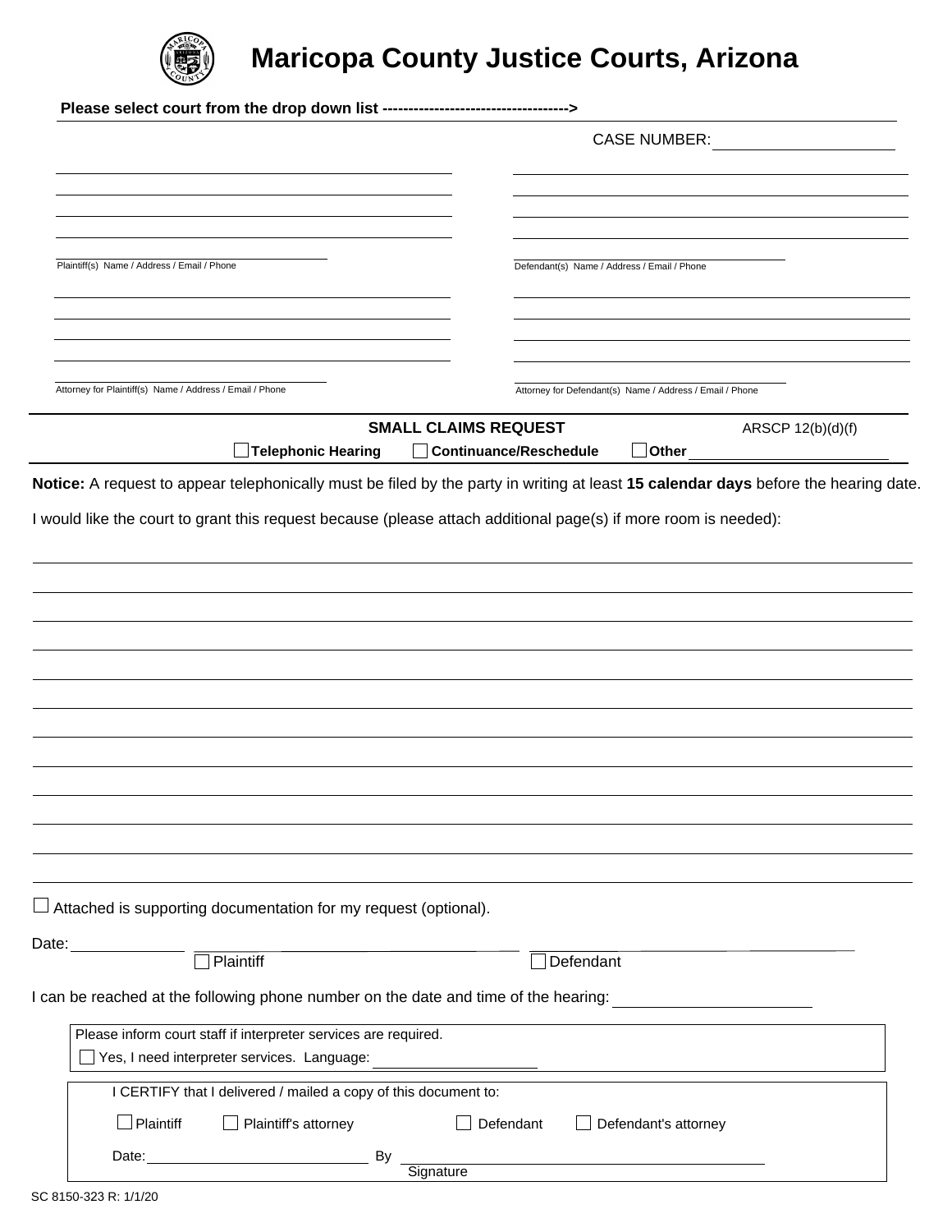# Maricopa County Justice Courts, Arizona

**Please select court from the drop down list ----------------------------------->**

CASE NUMBER: ____________________

Plaintiff(s) Name / Address / Email / Phone

Defendant(s) Name / Address / Email / Phone

Attorney for Plaintiff(s) Name / Address / Email / Phone

Attorney for Defendant(s) Name / Address / Email / Phone

**SMALL CLAIMS REQUEST** ARSCP 12(b)(d)(f)

☐ **Telephonic Hearing** ☐ **Continuance/Reschedule** ☐ **Other** ____________________

**Notice:** A request to appear telephonically must be filed by the party in writing at least **15 calendar days** before the hearing date.

I would like the court to grant this request because (please attach additional page(s) if more room is needed):

☐ Attached is supporting documentation for my request (optional).

Date: ____________ ____________________ ____________________

☐ Plaintiff ☐ Defendant

I can be reached at the following phone number on the date and time of the hearing: ____________________

Please inform court staff if interpreter services are required.

☐ Yes, I need interpreter services. Language: ____________________

I CERTIFY that I delivered / mailed a copy of this document to:

☐ Plaintiff ☐ Plaintiff's attorney ☐ Defendant ☐ Defendant's attorney

Date: ____________________ By ____________________

Signature

SC 8150-323 R: 1/1/20